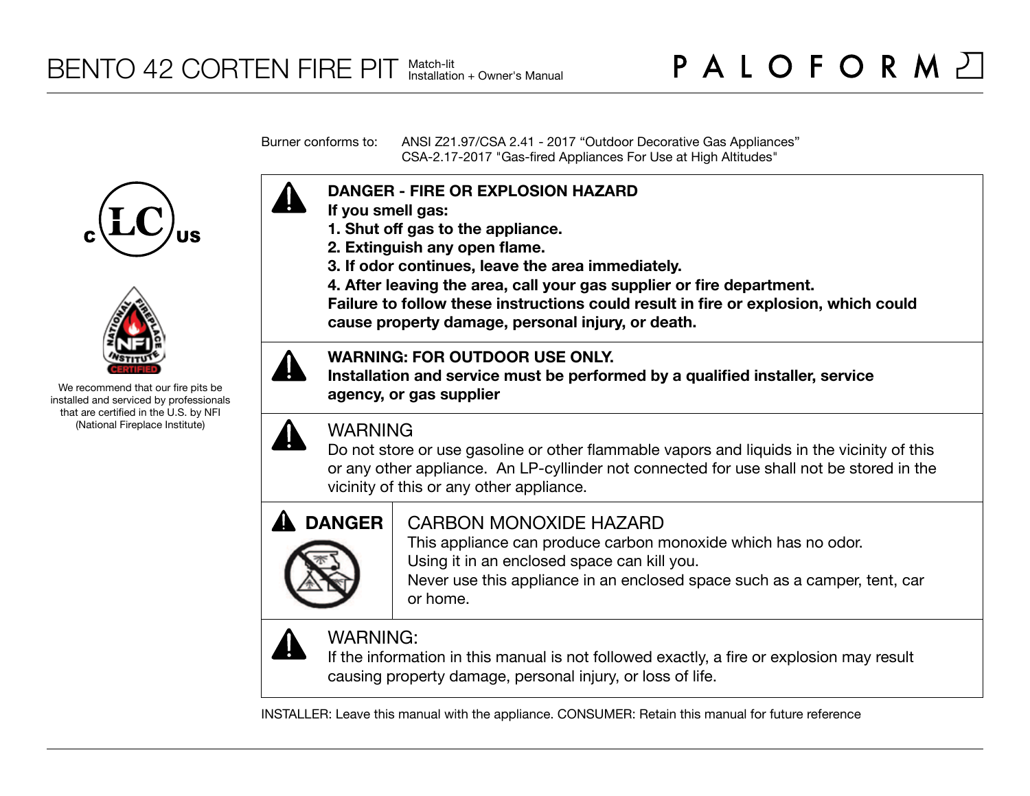# BENTO 42 CORTEN FIRE PIT

Match-lit
Installation + Owner's Manual

PALOFORM

We recommend that our fire pits be installed and serviced by professionals that are certified in the U.S. by NFI (National Fireplace Institute)

Burner conforms to: ANSI Z21.97/CSA 2.41 - 2017 "Outdoor Decorative Gas Appliances"
CSA-2.17-2017 "Gas-fired Appliances For Use at High Altitudes"

**DANGER - FIRE OR EXPLOSION HAZARD**
**If you smell gas:**
**1. Shut off gas to the appliance.**
**2. Extinguish any open flame.**
**3. If odor continues, leave the area immediately.**
**4. After leaving the area, call your gas supplier or fire department.**
**Failure to follow these instructions could result in fire or explosion, which could cause property damage, personal injury, or death.**

**WARNING: FOR OUTDOOR USE ONLY.**
**Installation and service must be performed by a qualified installer, service agency, or gas supplier**

WARNING
Do not store or use gasoline or other flammable vapors and liquids in the vicinity of this or any other appliance. An LP-cyllinder not connected for use shall not be stored in the vicinity of this or any other appliance.

**DANGER**

CARBON MONOXIDE HAZARD
This appliance can produce carbon monoxide which has no odor.
Using it in an enclosed space can kill you.
Never use this appliance in an enclosed space such as a camper, tent, car or home.

WARNING:
If the information in this manual is not followed exactly, a fire or explosion may result causing property damage, personal injury, or loss of life.

INSTALLER: Leave this manual with the appliance. CONSUMER: Retain this manual for future reference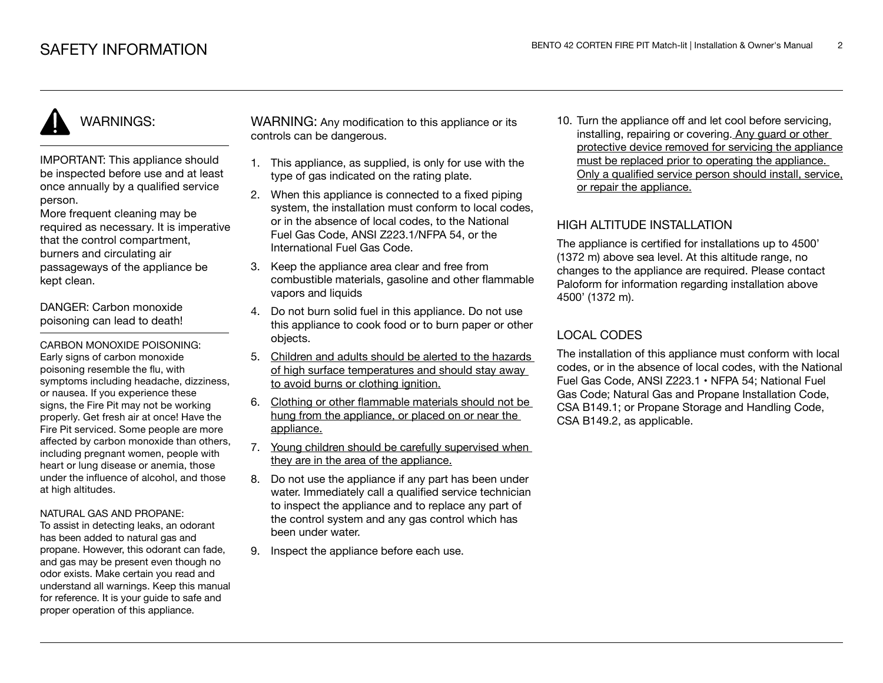# SAFETY INFORMATION

## WARNINGS:

IMPORTANT: This appliance should be inspected before use and at least once annually by a qualified service person.
More frequent cleaning may be required as necessary. It is imperative that the control compartment, burners and circulating air passageways of the appliance be kept clean.

DANGER: Carbon monoxide poisoning can lead to death!

CARBON MONOXIDE POISONING:
Early signs of carbon monoxide poisoning resemble the flu, with symptoms including headache, dizziness, or nausea. If you experience these signs, the Fire Pit may not be working properly. Get fresh air at once! Have the Fire Pit serviced. Some people are more affected by carbon monoxide than others, including pregnant women, people with heart or lung disease or anemia, those under the influence of alcohol, and those at high altitudes.

NATURAL GAS AND PROPANE:
To assist in detecting leaks, an odorant has been added to natural gas and propane. However, this odorant can fade, and gas may be present even though no odor exists. Make certain you read and understand all warnings. Keep this manual for reference. It is your guide to safe and proper operation of this appliance.

WARNING: Any modification to this appliance or its controls can be dangerous.

1. This appliance, as supplied, is only for use with the type of gas indicated on the rating plate.
2. When this appliance is connected to a fixed piping system, the installation must conform to local codes, or in the absence of local codes, to the National Fuel Gas Code, ANSI Z223.1/NFPA 54, or the International Fuel Gas Code.
3. Keep the appliance area clear and free from combustible materials, gasoline and other flammable vapors and liquids
4. Do not burn solid fuel in this appliance. Do not use this appliance to cook food or to burn paper or other objects.
5. Children and adults should be alerted to the hazards of high surface temperatures and should stay away to avoid burns or clothing ignition.
6. Clothing or other flammable materials should not be hung from the appliance, or placed on or near the appliance.
7. Young children should be carefully supervised when they are in the area of the appliance.
8. Do not use the appliance if any part has been under water. Immediately call a qualified service technician to inspect the appliance and to replace any part of the control system and any gas control which has been under water.
9. Inspect the appliance before each use.
10. Turn the appliance off and let cool before servicing, installing, repairing or covering. Any guard or other protective device removed for servicing the appliance must be replaced prior to operating the appliance. Only a qualified service person should install, service, or repair the appliance.

## HIGH ALTITUDE INSTALLATION

The appliance is certified for installations up to 4500' (1372 m) above sea level. At this altitude range, no changes to the appliance are required. Please contact Paloform for information regarding installation above 4500' (1372 m).

## LOCAL CODES

The installation of this appliance must conform with local codes, or in the absence of local codes, with the National Fuel Gas Code, ANSI Z223.1 • NFPA 54; National Fuel Gas Code; Natural Gas and Propane Installation Code, CSA B149.1; or Propane Storage and Handling Code, CSA B149.2, as applicable.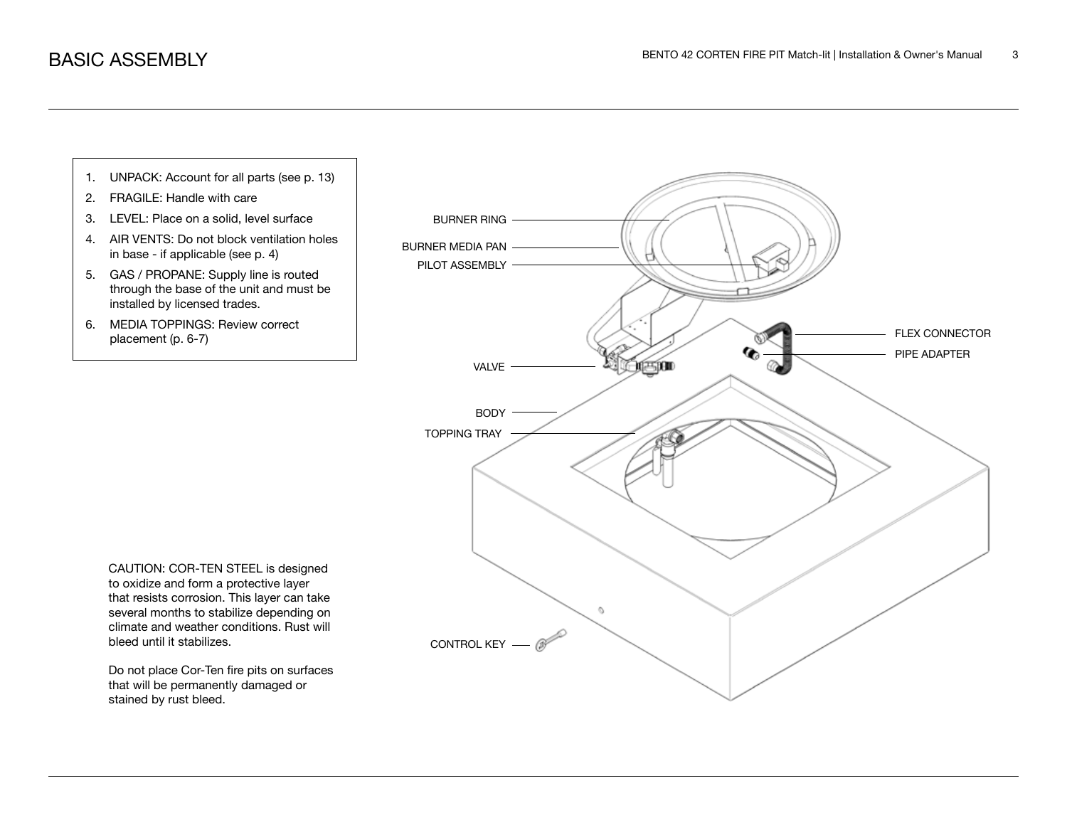# BASIC ASSEMBLY

1. UNPACK: Account for all parts (see p. 13)
2. FRAGILE: Handle with care
3. LEVEL: Place on a solid, level surface
4. AIR VENTS: Do not block ventilation holes in base - if applicable (see p. 4)
5. GAS / PROPANE: Supply line is routed through the base of the unit and must be installed by licensed trades.
6. MEDIA TOPPINGS: Review correct placement (p. 6-7)

BURNER RING

BURNER MEDIA PAN

PILOT ASSEMBLY

FLEX CONNECTOR

PIPE ADAPTER

VALVE

BODY

TOPPING TRAY

CONTROL KEY

CAUTION: COR-TEN STEEL is designed to oxidize and form a protective layer that resists corrosion. This layer can take several months to stabilize depending on climate and weather conditions. Rust will bleed until it stabilizes.

Do not place Cor-Ten fire pits on surfaces that will be permanently damaged or stained by rust bleed.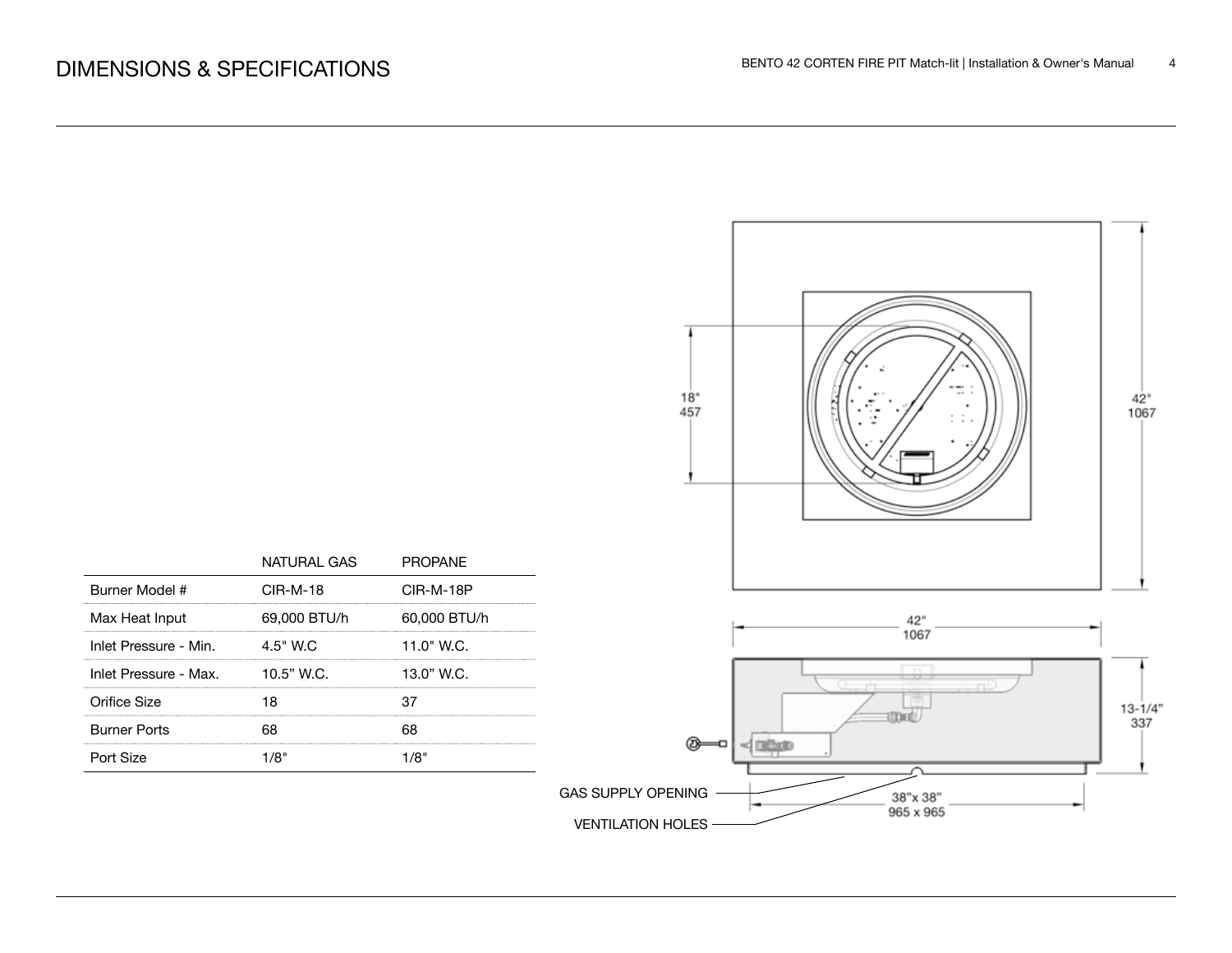# DIMENSIONS & SPECIFICATIONS

| | NATURAL GAS | PROPANE |
|---|---|---|
| Burner Model # | CIR-M-18 | CIR-M-18P |
| Max Heat Input | 69,000 BTU/h | 60,000 BTU/h |
| Inlet Pressure - Min. | 4.5" W.C | 11.0" W.C. |
| Inlet Pressure - Max. | 10.5" W.C. | 13.0" W.C. |
| Orifice Size | 18 | 37 |
| Burner Ports | 68 | 68 |
| Port Size | 1/8" | 1/8" |

18" 457

42" 1067

42" 1067

13-1/4" 337

38"x 38" 965 x 965

GAS SUPPLY OPENING

VENTILATION HOLES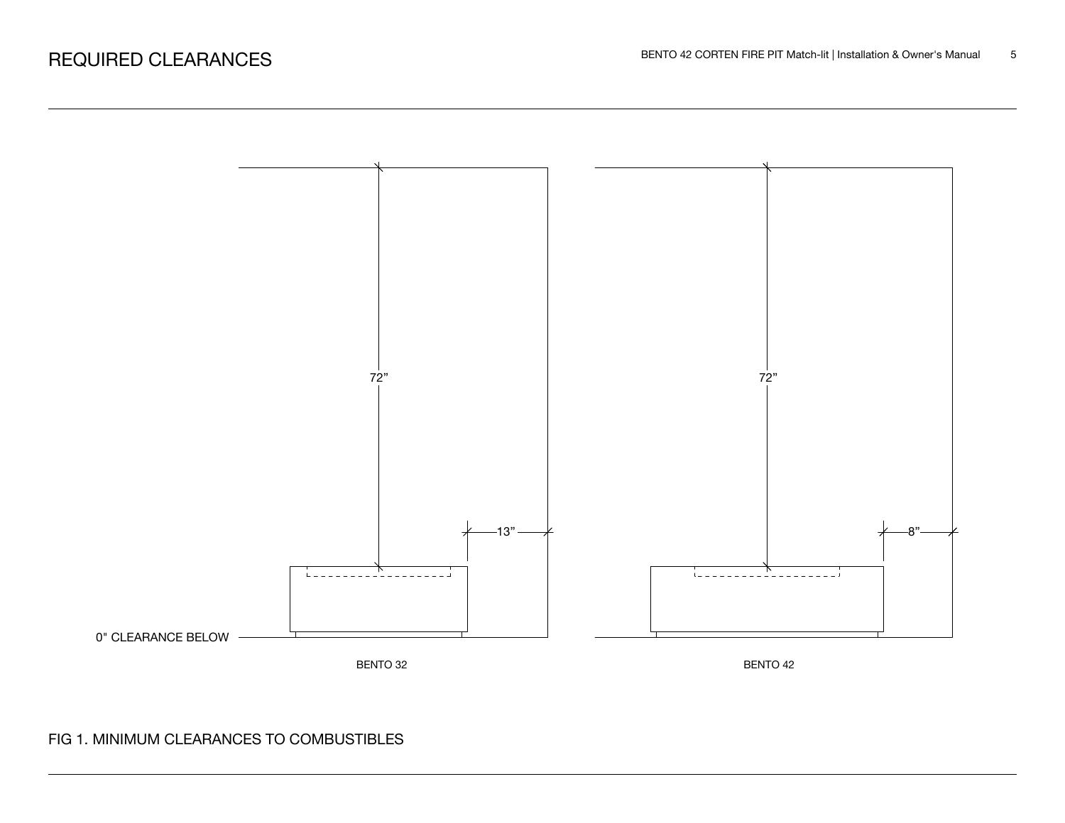# REQUIRED CLEARANCES

72”

13”

0" CLEARANCE BELOW

BENTO 32

72”

8”

BENTO 42

FIG 1. MINIMUM CLEARANCES TO COMBUSTIBLES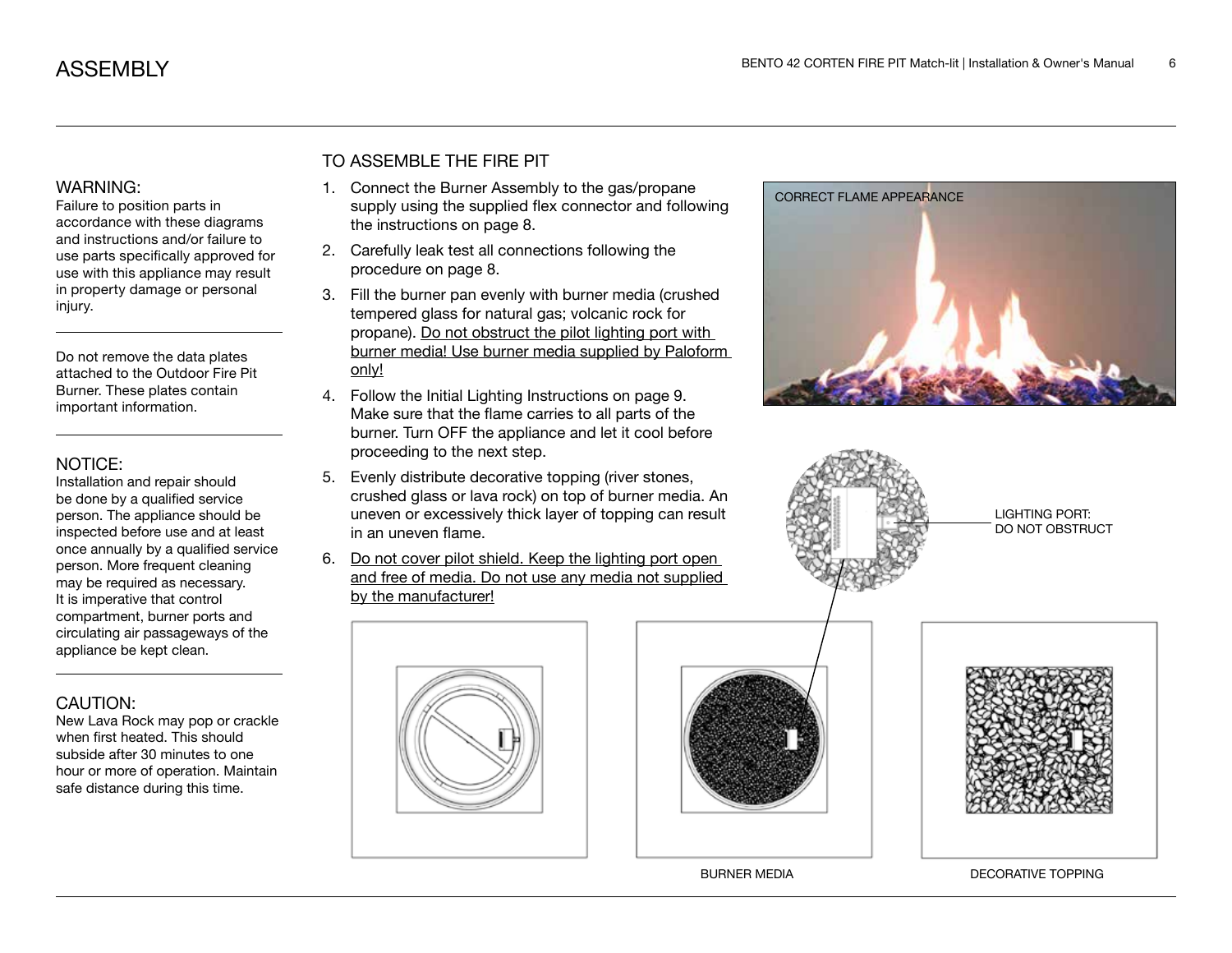# ASSEMBLY

**WARNING:**
Failure to position parts in accordance with these diagrams and instructions and/or failure to use parts specifically approved for use with this appliance may result in property damage or personal injury.

Do not remove the data plates attached to the Outdoor Fire Pit Burner. These plates contain important information.

**NOTICE:**
Installation and repair should be done by a qualified service person. The appliance should be inspected before use and at least once annually by a qualified service person. More frequent cleaning may be required as necessary. It is imperative that control compartment, burner ports and circulating air passageways of the appliance be kept clean.

**CAUTION:**
New Lava Rock may pop or crackle when first heated. This should subside after 30 minutes to one hour or more of operation. Maintain safe distance during this time.

## TO ASSEMBLE THE FIRE PIT

1. Connect the Burner Assembly to the gas/propane supply using the supplied flex connector and following the instructions on page 8.
2. Carefully leak test all connections following the procedure on page 8.
3. Fill the burner pan evenly with burner media (crushed tempered glass for natural gas; volcanic rock for propane). Do not obstruct the pilot lighting port with burner media! Use burner media supplied by Paloform only!
4. Follow the Initial Lighting Instructions on page 9. Make sure that the flame carries to all parts of the burner. Turn OFF the appliance and let it cool before proceeding to the next step.
5. Evenly distribute decorative topping (river stones, crushed glass or lava rock) on top of burner media. An uneven or excessively thick layer of topping can result in an uneven flame.
6. Do not cover pilot shield. Keep the lighting port open and free of media. Do not use any media not supplied by the manufacturer!

CORRECT FLAME APPEARANCE

LIGHTING PORT: DO NOT OBSTRUCT

BURNER MEDIA

DECORATIVE TOPPING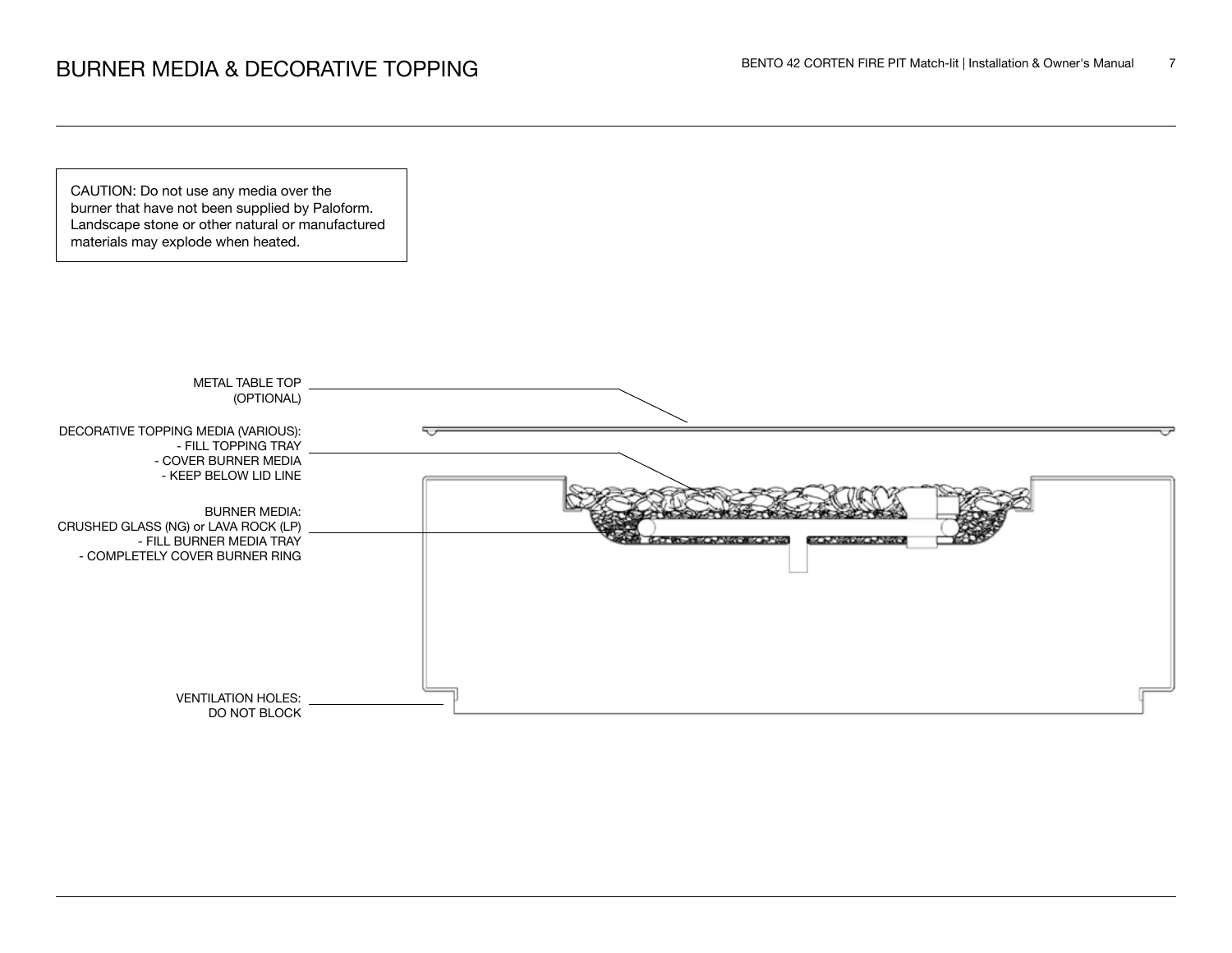# BURNER MEDIA & DECORATIVE TOPPING

CAUTION: Do not use any media over the burner that have not been supplied by Paloform. Landscape stone or other natural or manufactured materials may explode when heated.

METAL TABLE TOP (OPTIONAL)

DECORATIVE TOPPING MEDIA (VARIOUS):
- FILL TOPPING TRAY
- COVER BURNER MEDIA
- KEEP BELOW LID LINE

BURNER MEDIA:
CRUSHED GLASS (NG) or LAVA ROCK (LP)
- FILL BURNER MEDIA TRAY
- COMPLETELY COVER BURNER RING

VENTILATION HOLES: DO NOT BLOCK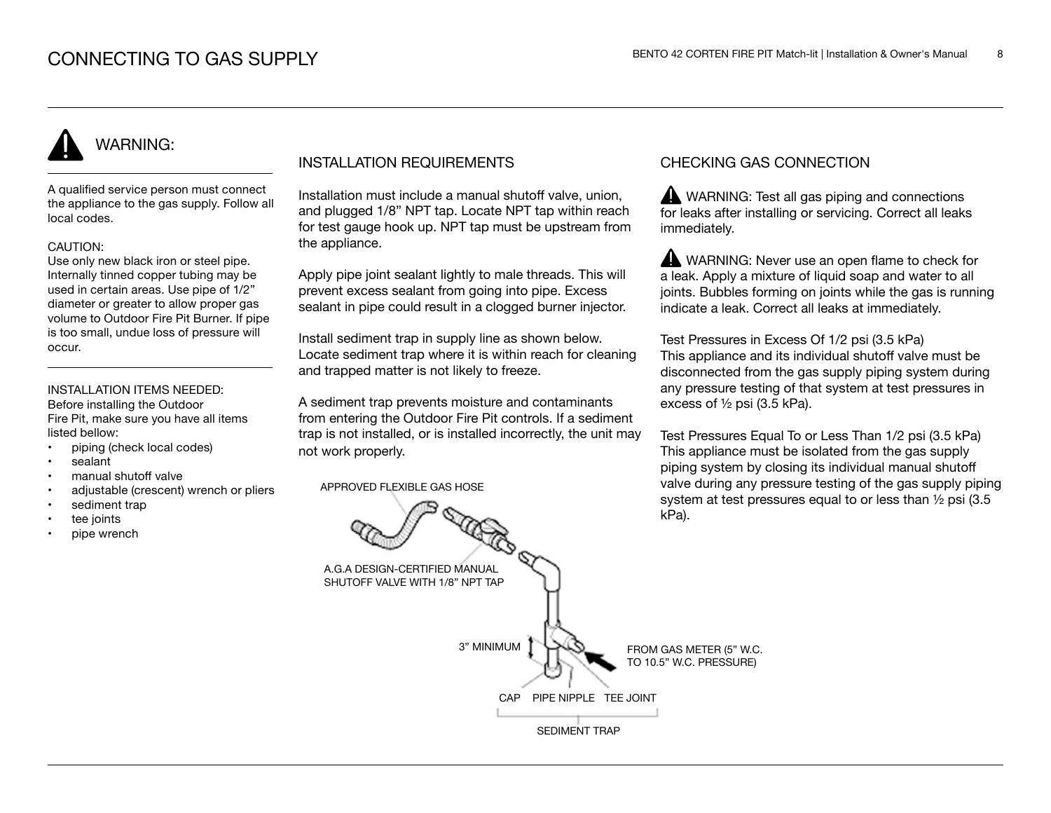# CONNECTING TO GAS SUPPLY

## WARNING:

A qualified service person must connect the appliance to the gas supply. Follow all local codes.

CAUTION:
Use only new black iron or steel pipe. Internally tinned copper tubing may be used in certain areas. Use pipe of 1/2" diameter or greater to allow proper gas volume to Outdoor Fire Pit Burner. If pipe is too small, undue loss of pressure will occur.

INSTALLATION ITEMS NEEDED:
Before installing the Outdoor Fire Pit, make sure you have all items listed bellow:

- piping (check local codes)
- sealant
- manual shutoff valve
- adjustable (crescent) wrench or pliers
- sediment trap
- tee joints
- pipe wrench

## INSTALLATION REQUIREMENTS

Installation must include a manual shutoff valve, union, and plugged 1/8" NPT tap. Locate NPT tap within reach for test gauge hook up. NPT tap must be upstream from the appliance.

Apply pipe joint sealant lightly to male threads. This will prevent excess sealant from going into pipe. Excess sealant in pipe could result in a clogged burner injector.

Install sediment trap in supply line as shown below. Locate sediment trap where it is within reach for cleaning and trapped matter is not likely to freeze.

A sediment trap prevents moisture and contaminants from entering the Outdoor Fire Pit controls. If a sediment trap is not installed, or is installed incorrectly, the unit may not work properly.

APPROVED FLEXIBLE GAS HOSE

A.G.A DESIGN-CERTIFIED MANUAL SHUTOFF VALVE WITH 1/8" NPT TAP

3" MINIMUM

FROM GAS METER (5" W.C. TO 10.5" W.C. PRESSURE)

CAP PIPE NIPPLE TEE JOINT

SEDIMENT TRAP

## CHECKING GAS CONNECTION

WARNING: Test all gas piping and connections for leaks after installing or servicing. Correct all leaks immediately.

WARNING: Never use an open flame to check for a leak. Apply a mixture of liquid soap and water to all joints. Bubbles forming on joints while the gas is running indicate a leak. Correct all leaks at immediately.

Test Pressures in Excess Of 1/2 psi (3.5 kPa)
This appliance and its individual shutoff valve must be disconnected from the gas supply piping system during any pressure testing of that system at test pressures in excess of ½ psi (3.5 kPa).

Test Pressures Equal To or Less Than 1/2 psi (3.5 kPa)
This appliance must be isolated from the gas supply piping system by closing its individual manual shutoff valve during any pressure testing of the gas supply piping system at test pressures equal to or less than ½ psi (3.5 kPa).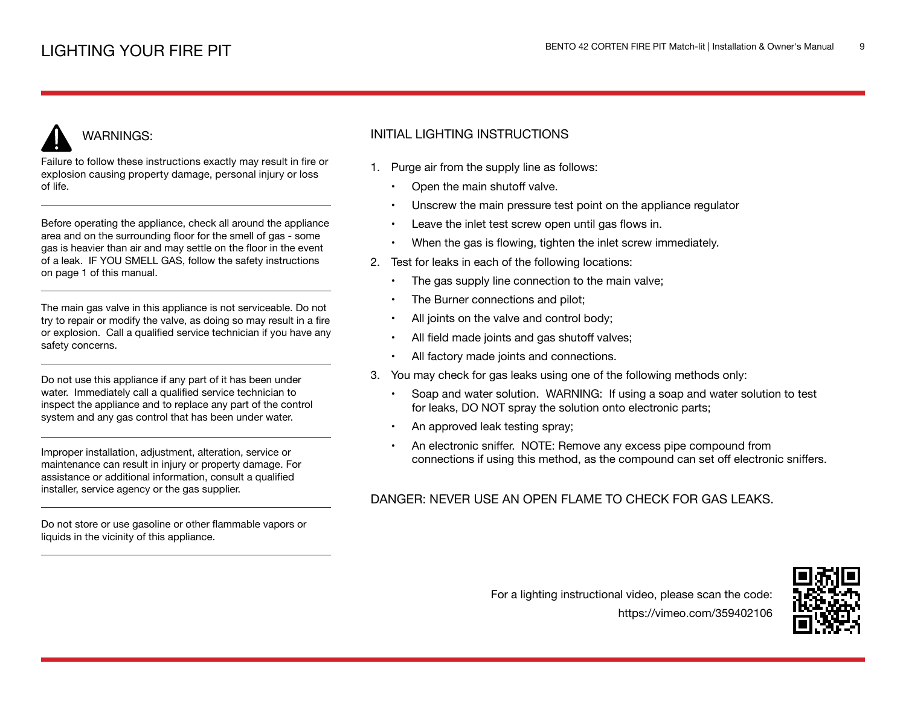# LIGHTING YOUR FIRE PIT

## WARNINGS:

Failure to follow these instructions exactly may result in fire or explosion causing property damage, personal injury or loss of life.

---

Before operating the appliance, check all around the appliance area and on the surrounding floor for the smell of gas - some gas is heavier than air and may settle on the floor in the event of a leak. IF YOU SMELL GAS, follow the safety instructions on page 1 of this manual.

---

The main gas valve in this appliance is not serviceable. Do not try to repair or modify the valve, as doing so may result in a fire or explosion. Call a qualified service technician if you have any safety concerns.

---

Do not use this appliance if any part of it has been under water. Immediately call a qualified service technician to inspect the appliance and to replace any part of the control system and any gas control that has been under water.

---

Improper installation, adjustment, alteration, service or maintenance can result in injury or property damage. For assistance or additional information, consult a qualified installer, service agency or the gas supplier.

---

Do not store or use gasoline or other flammable vapors or liquids in the vicinity of this appliance.

---

## INITIAL LIGHTING INSTRUCTIONS

1. Purge air from the supply line as follows:
   - Open the main shutoff valve.
   - Unscrew the main pressure test point on the appliance regulator
   - Leave the inlet test screw open until gas flows in.
   - When the gas is flowing, tighten the inlet screw immediately.
2. Test for leaks in each of the following locations:
   - The gas supply line connection to the main valve;
   - The Burner connections and pilot;
   - All joints on the valve and control body;
   - All field made joints and gas shutoff valves;
   - All factory made joints and connections.
3. You may check for gas leaks using one of the following methods only:
   - Soap and water solution. WARNING: If using a soap and water solution to test for leaks, DO NOT spray the solution onto electronic parts;
   - An approved leak testing spray;
   - An electronic sniffer. NOTE: Remove any excess pipe compound from connections if using this method, as the compound can set off electronic sniffers.

DANGER: NEVER USE AN OPEN FLAME TO CHECK FOR GAS LEAKS.

For a lighting instructional video, please scan the code:
https://vimeo.com/359402106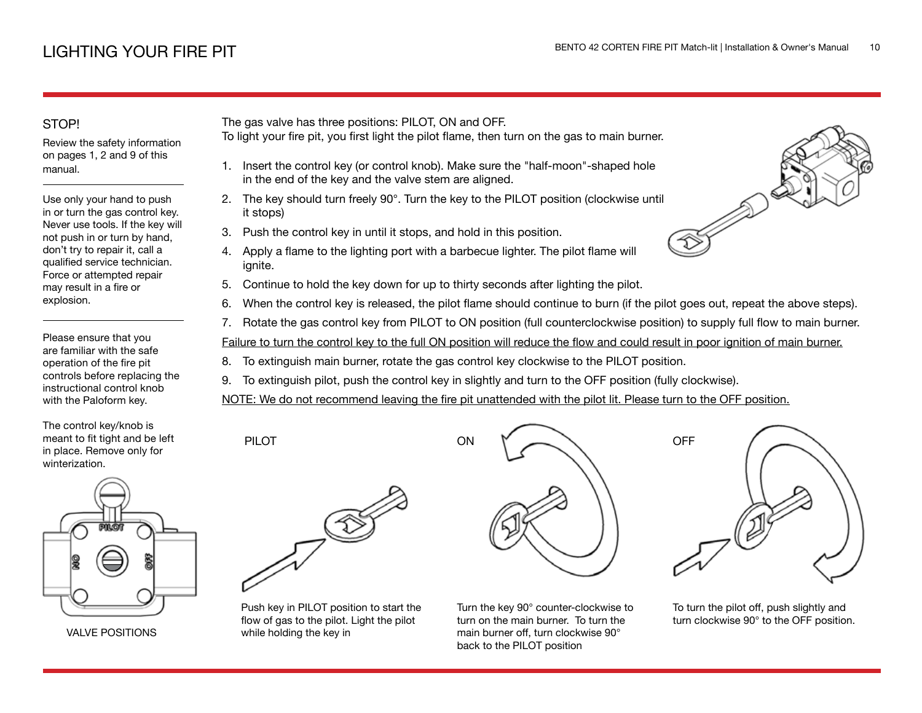# LIGHTING YOUR FIRE PIT

## STOP!

Review the safety information on pages 1, 2 and 9 of this manual.

Use only your hand to push in or turn the gas control key. Never use tools. If the key will not push in or turn by hand, don't try to repair it, call a qualified service technician. Force or attempted repair may result in a fire or explosion.

Please ensure that you are familiar with the safe operation of the fire pit controls before replacing the instructional control knob with the Paloform key.

The control key/knob is meant to fit tight and be left in place. Remove only for winterization.

PILOT

ON

OFF

VALVE POSITIONS

The gas valve has three positions: PILOT, ON and OFF.
To light your fire pit, you first light the pilot flame, then turn on the gas to main burner.

1. Insert the control key (or control knob). Make sure the "half-moon"-shaped hole in the end of the key and the valve stem are aligned.
2. The key should turn freely 90°. Turn the key to the PILOT position (clockwise until it stops)
3. Push the control key in until it stops, and hold in this position.
4. Apply a flame to the lighting port with a barbecue lighter. The pilot flame will ignite.
5. Continue to hold the key down for up to thirty seconds after lighting the pilot.
6. When the control key is released, the pilot flame should continue to burn (if the pilot goes out, repeat the above steps).
7. Rotate the gas control key from PILOT to ON position (full counterclockwise position) to supply full flow to main burner.

<u>Failure to turn the control key to the full ON position will reduce the flow and could result in poor ignition of main burner.</u>

8. To extinguish main burner, rotate the gas control key clockwise to the PILOT position.
9. To extinguish pilot, push the control key in slightly and turn to the OFF position (fully clockwise).

<u>NOTE: We do not recommend leaving the fire pit unattended with the pilot lit. Please turn to the OFF position.</u>

PILOT

Push key in PILOT position to start the flow of gas to the pilot. Light the pilot while holding the key in

ON

Turn the key 90° counter-clockwise to turn on the main burner. To turn the main burner off, turn clockwise 90° back to the PILOT position

OFF

To turn the pilot off, push slightly and turn clockwise 90° to the OFF position.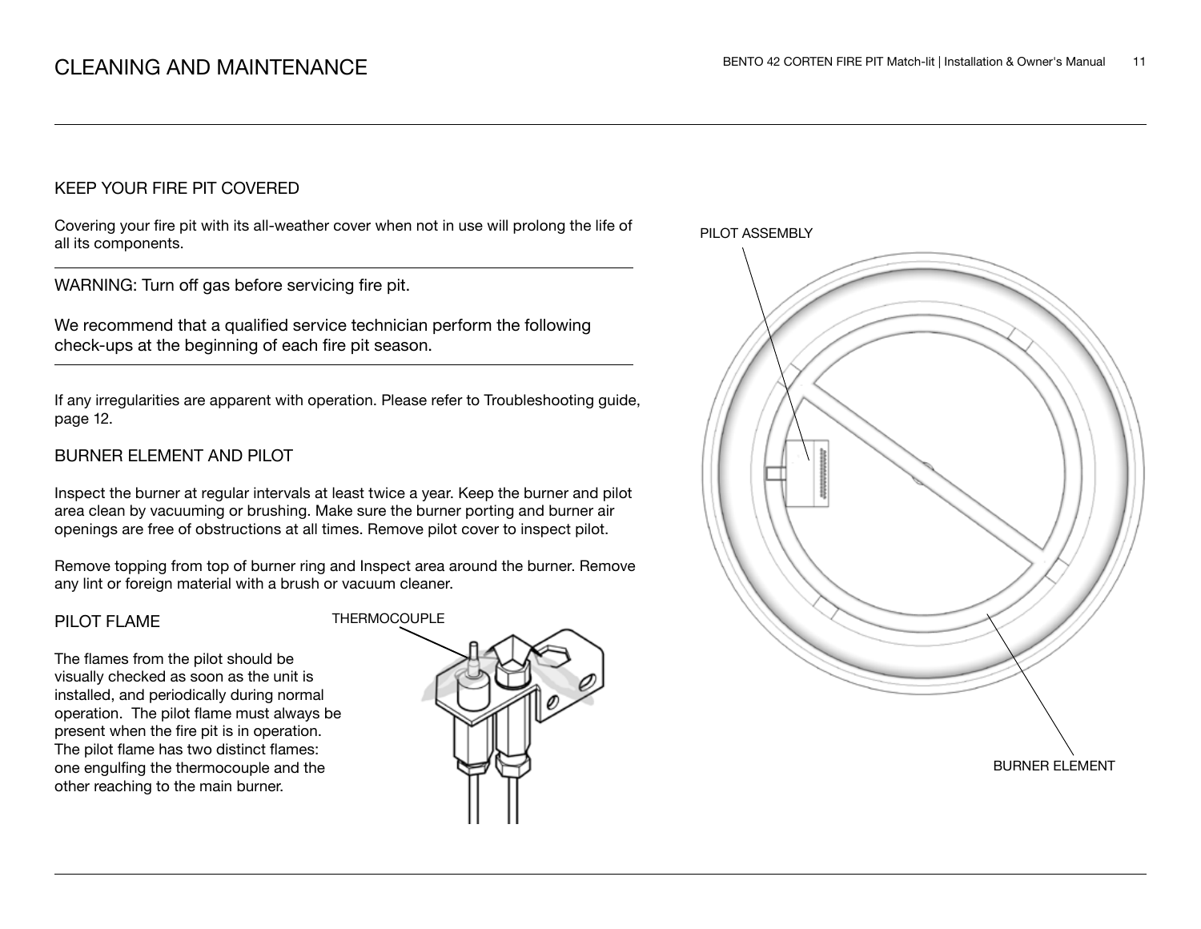# CLEANING AND MAINTENANCE

## KEEP YOUR FIRE PIT COVERED

Covering your fire pit with its all-weather cover when not in use will prolong the life of all its components.

---

WARNING: Turn off gas before servicing fire pit.

We recommend that a qualified service technician perform the following check-ups at the beginning of each fire pit season.

---

If any irregularities are apparent with operation. Please refer to Troubleshooting guide, page 12.

## BURNER ELEMENT AND PILOT

Inspect the burner at regular intervals at least twice a year. Keep the burner and pilot area clean by vacuuming or brushing. Make sure the burner porting and burner air openings are free of obstructions at all times. Remove pilot cover to inspect pilot.

Remove topping from top of burner ring and Inspect area around the burner. Remove any lint or foreign material with a brush or vacuum cleaner.

## PILOT FLAME

The flames from the pilot should be visually checked as soon as the unit is installed, and periodically during normal operation. The pilot flame must always be present when the fire pit is in operation. The pilot flame has two distinct flames: one engulfing the thermocouple and the other reaching to the main burner.

THERMOCOUPLE

PILOT ASSEMBLY

BURNER ELEMENT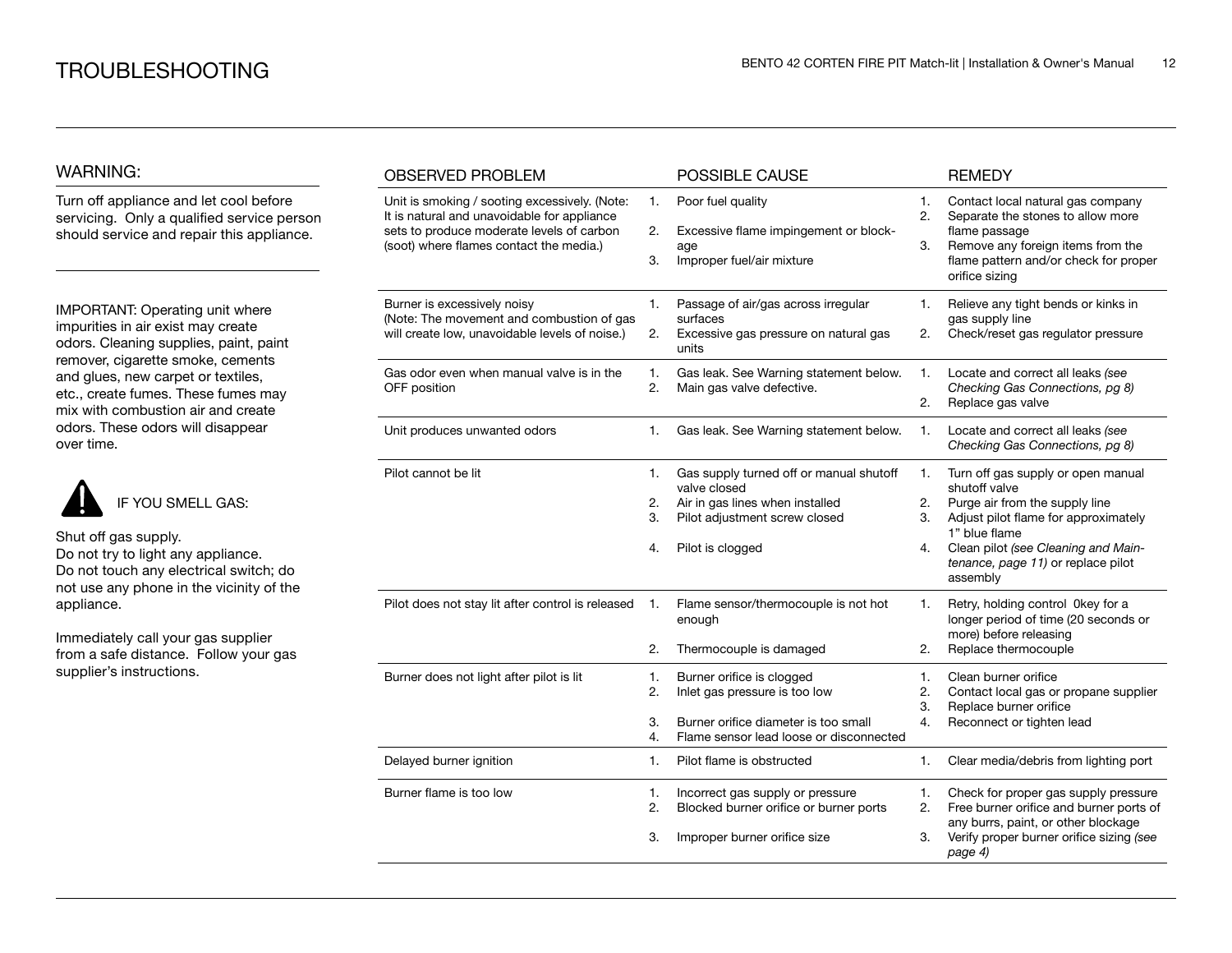# TROUBLESHOOTING

## WARNING:

Turn off appliance and let cool before servicing. Only a qualified service person should service and repair this appliance.

IMPORTANT: Operating unit where impurities in air exist may create odors. Cleaning supplies, paint, paint remover, cigarette smoke, cements and glues, new carpet or textiles, etc., create fumes. These fumes may mix with combustion air and create odors. These odors will disappear over time.

IF YOU SMELL GAS:

Shut off gas supply.
Do not try to light any appliance.
Do not touch any electrical switch; do not use any phone in the vicinity of the appliance.

Immediately call your gas supplier from a safe distance. Follow your gas supplier's instructions.

| OBSERVED PROBLEM | POSSIBLE CAUSE | REMEDY |
|---|---|---|
| Unit is smoking / sooting excessively. (Note: It is natural and unavoidable for appliance sets to produce moderate levels of carbon (soot) where flames contact the media.) | 1. Poor fuel quality<br>2. Excessive flame impingement or blockage<br>3. Improper fuel/air mixture | 1. Contact local natural gas company<br>2. Separate the stones to allow more flame passage<br>3. Remove any foreign items from the flame pattern and/or check for proper orifice sizing |
| Burner is excessively noisy (Note: The movement and combustion of gas will create low, unavoidable levels of noise.) | 1. Passage of air/gas across irregular surfaces<br>2. Excessive gas pressure on natural gas units | 1. Relieve any tight bends or kinks in gas supply line<br>2. Check/reset gas regulator pressure |
| Gas odor even when manual valve is in the OFF position | 1. Gas leak. See Warning statement below.<br>2. Main gas valve defective. | 1. Locate and correct all leaks *(see Checking Gas Connections, pg 8)*<br>2. Replace gas valve |
| Unit produces unwanted odors | 1. Gas leak. See Warning statement below. | 1. Locate and correct all leaks *(see Checking Gas Connections, pg 8)* |
| Pilot cannot be lit | 1. Gas supply turned off or manual shutoff valve closed<br>2. Air in gas lines when installed<br>3. Pilot adjustment screw closed<br>4. Pilot is clogged | 1. Turn off gas supply or open manual shutoff valve<br>2. Purge air from the supply line<br>3. Adjust pilot flame for approximately 1" blue flame<br>4. Clean pilot *(see Cleaning and Maintenance, page 11)* or replace pilot assembly |
| Pilot does not stay lit after control is released | 1. Flame sensor/thermocouple is not hot enough<br>2. Thermocouple is damaged | 1. Retry, holding control 0key for a longer period of time (20 seconds or more) before releasing<br>2. Replace thermocouple |
| Burner does not light after pilot is lit | 1. Burner orifice is clogged<br>2. Inlet gas pressure is too low<br>3. Burner orifice diameter is too small<br>4. Flame sensor lead loose or disconnected | 1. Clean burner orifice<br>2. Contact local gas or propane supplier<br>3. Replace burner orifice<br>4. Reconnect or tighten lead |
| Delayed burner ignition | 1. Pilot flame is obstructed | 1. Clear media/debris from lighting port |
| Burner flame is too low | 1. Incorrect gas supply or pressure<br>2. Blocked burner orifice or burner ports<br>3. Improper burner orifice size | 1. Check for proper gas supply pressure<br>2. Free burner orifice and burner ports of any burrs, paint, or other blockage<br>3. Verify proper burner orifice sizing *(see page 4)* |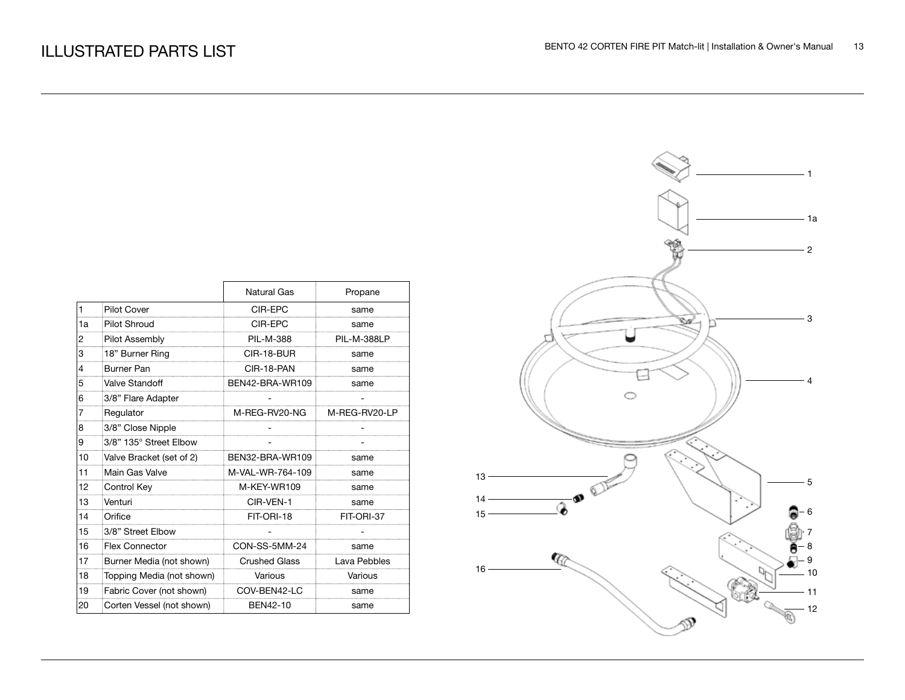# ILLUSTRATED PARTS LIST

| | | Natural Gas | Propane |
|---|---|---|---|
| 1 | Pilot Cover | CIR-EPC | same |
| 1a | Pilot Shroud | CIR-EPC | same |
| 2 | Pilot Assembly | PIL-M-388 | PIL-M-388LP |
| 3 | 18" Burner Ring | CIR-18-BUR | same |
| 4 | Burner Pan | CIR-18-PAN | same |
| 5 | Valve Standoff | BEN42-BRA-WR109 | same |
| 6 | 3/8" Flare Adapter | - | - |
| 7 | Regulator | M-REG-RV20-NG | M-REG-RV20-LP |
| 8 | 3/8" Close Nipple | - | - |
| 9 | 3/8" 135° Street Elbow | - | - |
| 10 | Valve Bracket (set of 2) | BEN32-BRA-WR109 | same |
| 11 | Main Gas Valve | M-VAL-WR-764-109 | same |
| 12 | Control Key | M-KEY-WR109 | same |
| 13 | Venturi | CIR-VEN-1 | same |
| 14 | Orifice | FIT-ORI-18 | FIT-ORI-37 |
| 15 | 3/8" Street Elbow | - | - |
| 16 | Flex Connector | CON-SS-5MM-24 | same |
| 17 | Burner Media (not shown) | Crushed Glass | Lava Pebbles |
| 18 | Topping Media (not shown) | Various | Various |
| 19 | Fabric Cover (not shown) | COV-BEN42-LC | same |
| 20 | Corten Vessel (not shown) | BEN42-10 | same |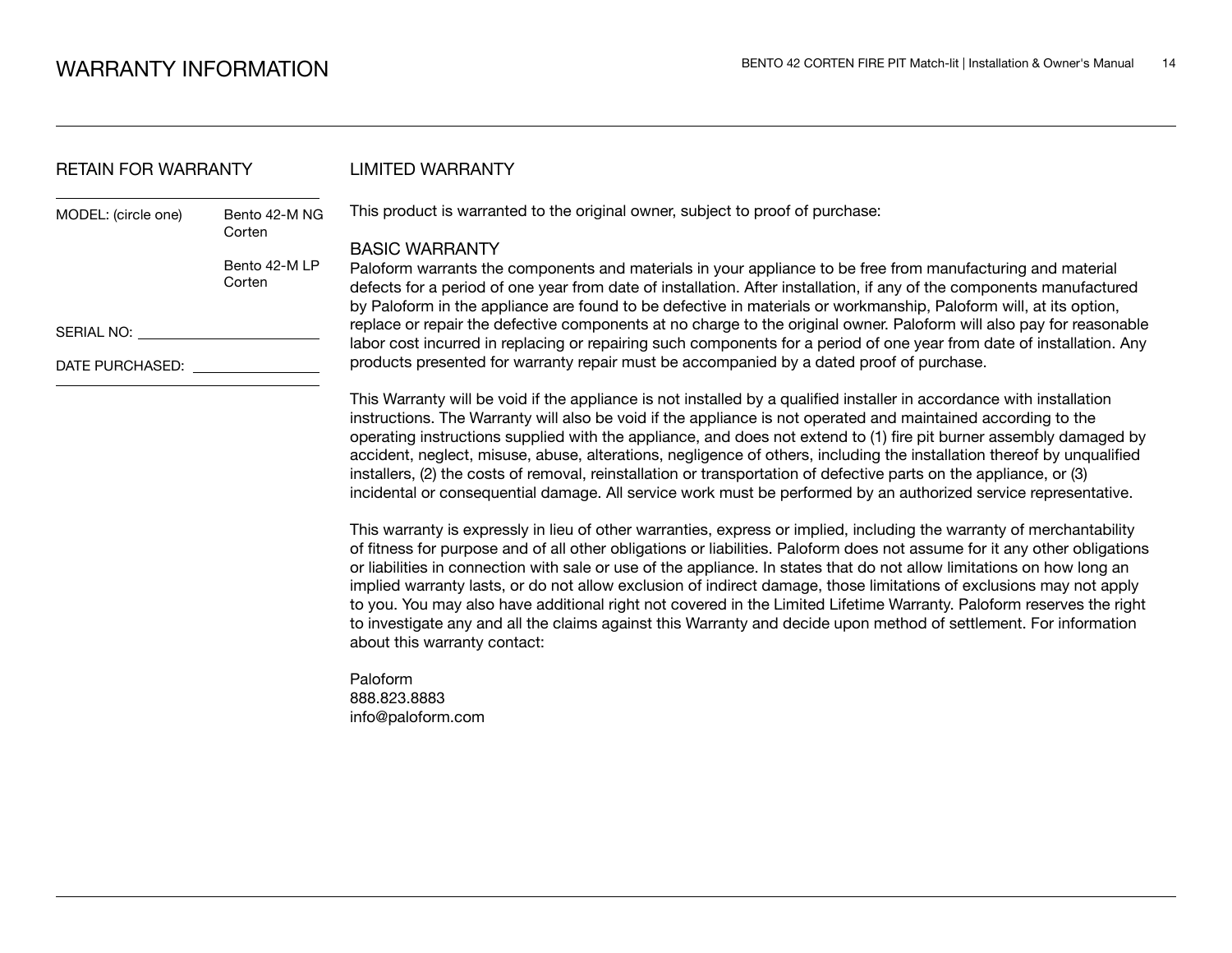# WARRANTY INFORMATION

## RETAIN FOR WARRANTY

MODEL: (circle one)

- Bento 42-M NG Corten
- Bento 42-M LP Corten

SERIAL NO: ____________________

DATE PURCHASED: ____________________

## LIMITED WARRANTY

This product is warranted to the original owner, subject to proof of purchase:

### BASIC WARRANTY

Paloform warrants the components and materials in your appliance to be free from manufacturing and material defects for a period of one year from date of installation. After installation, if any of the components manufactured by Paloform in the appliance are found to be defective in materials or workmanship, Paloform will, at its option, replace or repair the defective components at no charge to the original owner. Paloform will also pay for reasonable labor cost incurred in replacing or repairing such components for a period of one year from date of installation. Any products presented for warranty repair must be accompanied by a dated proof of purchase.

This Warranty will be void if the appliance is not installed by a qualified installer in accordance with installation instructions. The Warranty will also be void if the appliance is not operated and maintained according to the operating instructions supplied with the appliance, and does not extend to (1) fire pit burner assembly damaged by accident, neglect, misuse, abuse, alterations, negligence of others, including the installation thereof by unqualified installers, (2) the costs of removal, reinstallation or transportation of defective parts on the appliance, or (3) incidental or consequential damage. All service work must be performed by an authorized service representative.

This warranty is expressly in lieu of other warranties, express or implied, including the warranty of merchantability of fitness for purpose and of all other obligations or liabilities. Paloform does not assume for it any other obligations or liabilities in connection with sale or use of the appliance. In states that do not allow limitations on how long an implied warranty lasts, or do not allow exclusion of indirect damage, those limitations of exclusions may not apply to you. You may also have additional right not covered in the Limited Lifetime Warranty. Paloform reserves the right to investigate any and all the claims against this Warranty and decide upon method of settlement. For information about this warranty contact:

Paloform
888.823.8883
info@paloform.com